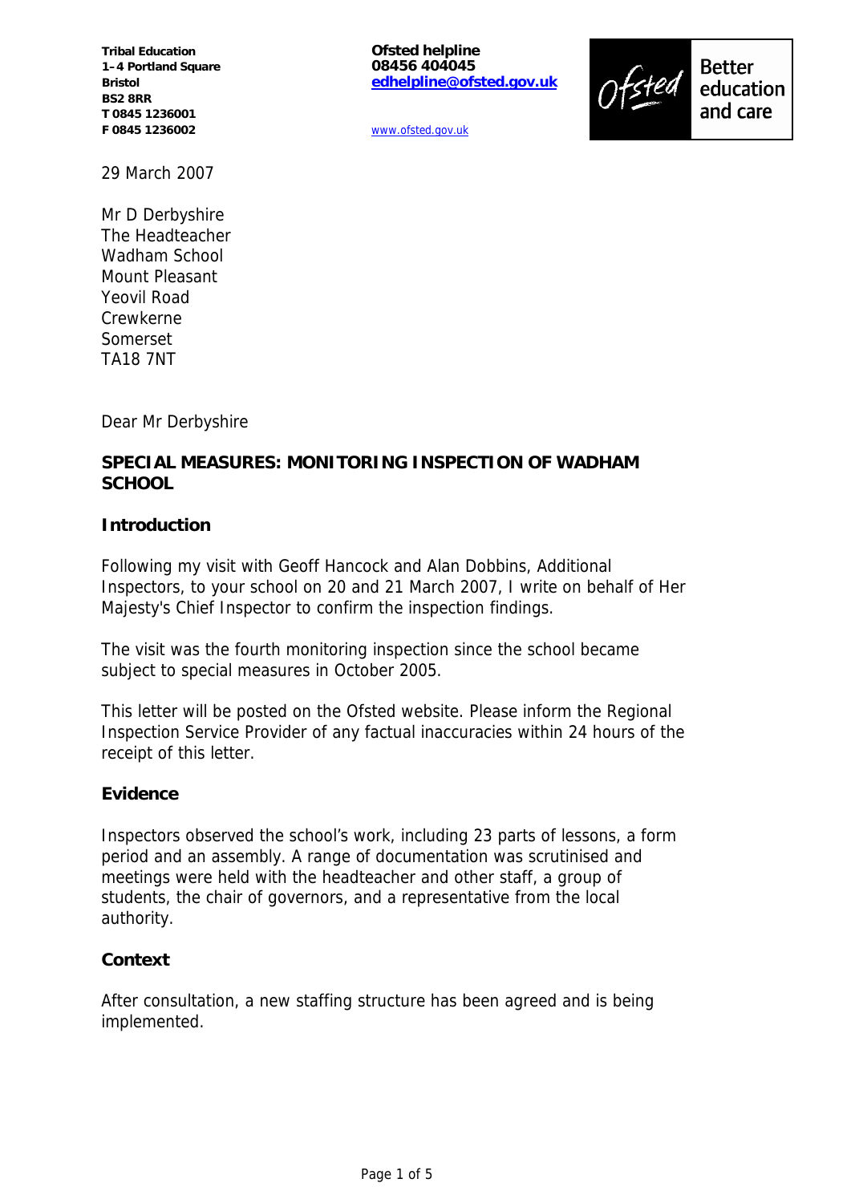**Tribal Education**
**1–4 Portland Square**
**Bristol**
**BS2 8RR**
**T 0845 1236001**
**F 0845 1236002**

**Ofsted helpline**
**08456 404045**
**edhelpline@ofsted.gov.uk**

www.ofsted.gov.uk

Ofsted Better education and care

29 March 2007

Mr D Derbyshire
The Headteacher
Wadham School
Mount Pleasant
Yeovil Road
Crewkerne
Somerset
TA18 7NT

Dear Mr Derbyshire

**SPECIAL MEASURES: MONITORING INSPECTION OF WADHAM SCHOOL**

**Introduction**

Following my visit with Geoff Hancock and Alan Dobbins, Additional Inspectors, to your school on 20 and 21 March 2007, I write on behalf of Her Majesty's Chief Inspector to confirm the inspection findings.

The visit was the fourth monitoring inspection since the school became subject to special measures in October 2005.

This letter will be posted on the Ofsted website. Please inform the Regional Inspection Service Provider of any factual inaccuracies within 24 hours of the receipt of this letter.

**Evidence**

Inspectors observed the school's work, including 23 parts of lessons, a form period and an assembly. A range of documentation was scrutinised and meetings were held with the headteacher and other staff, a group of students, the chair of governors, and a representative from the local authority.

**Context**

After consultation, a new staffing structure has been agreed and is being implemented.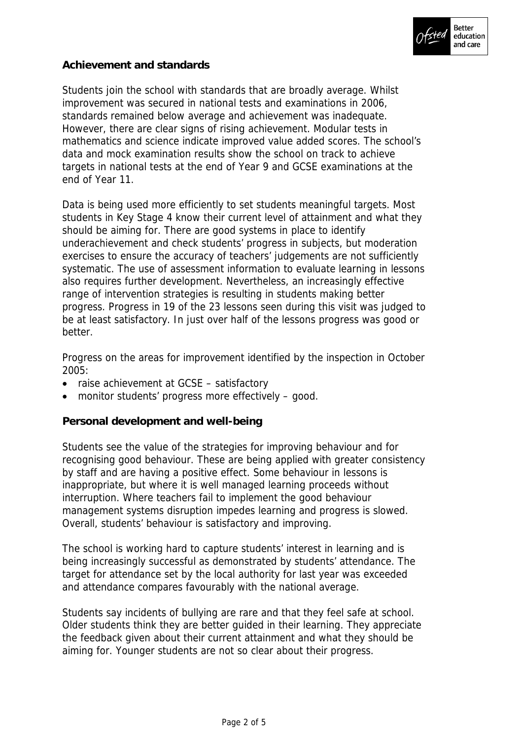## Achievement and standards

Students join the school with standards that are broadly average. Whilst improvement was secured in national tests and examinations in 2006, standards remained below average and achievement was inadequate. However, there are clear signs of rising achievement. Modular tests in mathematics and science indicate improved value added scores. The school's data and mock examination results show the school on track to achieve targets in national tests at the end of Year 9 and GCSE examinations at the end of Year 11.

Data is being used more efficiently to set students meaningful targets. Most students in Key Stage 4 know their current level of attainment and what they should be aiming for. There are good systems in place to identify underachievement and check students' progress in subjects, but moderation exercises to ensure the accuracy of teachers' judgements are not sufficiently systematic. The use of assessment information to evaluate learning in lessons also requires further development. Nevertheless, an increasingly effective range of intervention strategies is resulting in students making better progress. Progress in 19 of the 23 lessons seen during this visit was judged to be at least satisfactory. In just over half of the lessons progress was good or better.

Progress on the areas for improvement identified by the inspection in October 2005:

- raise achievement at GCSE – satisfactory
- monitor students' progress more effectively – good.

## Personal development and well-being

Students see the value of the strategies for improving behaviour and for recognising good behaviour. These are being applied with greater consistency by staff and are having a positive effect. Some behaviour in lessons is inappropriate, but where it is well managed learning proceeds without interruption. Where teachers fail to implement the good behaviour management systems disruption impedes learning and progress is slowed. Overall, students' behaviour is satisfactory and improving.

The school is working hard to capture students' interest in learning and is being increasingly successful as demonstrated by students' attendance. The target for attendance set by the local authority for last year was exceeded and attendance compares favourably with the national average.

Students say incidents of bullying are rare and that they feel safe at school. Older students think they are better guided in their learning. They appreciate the feedback given about their current attainment and what they should be aiming for. Younger students are not so clear about their progress.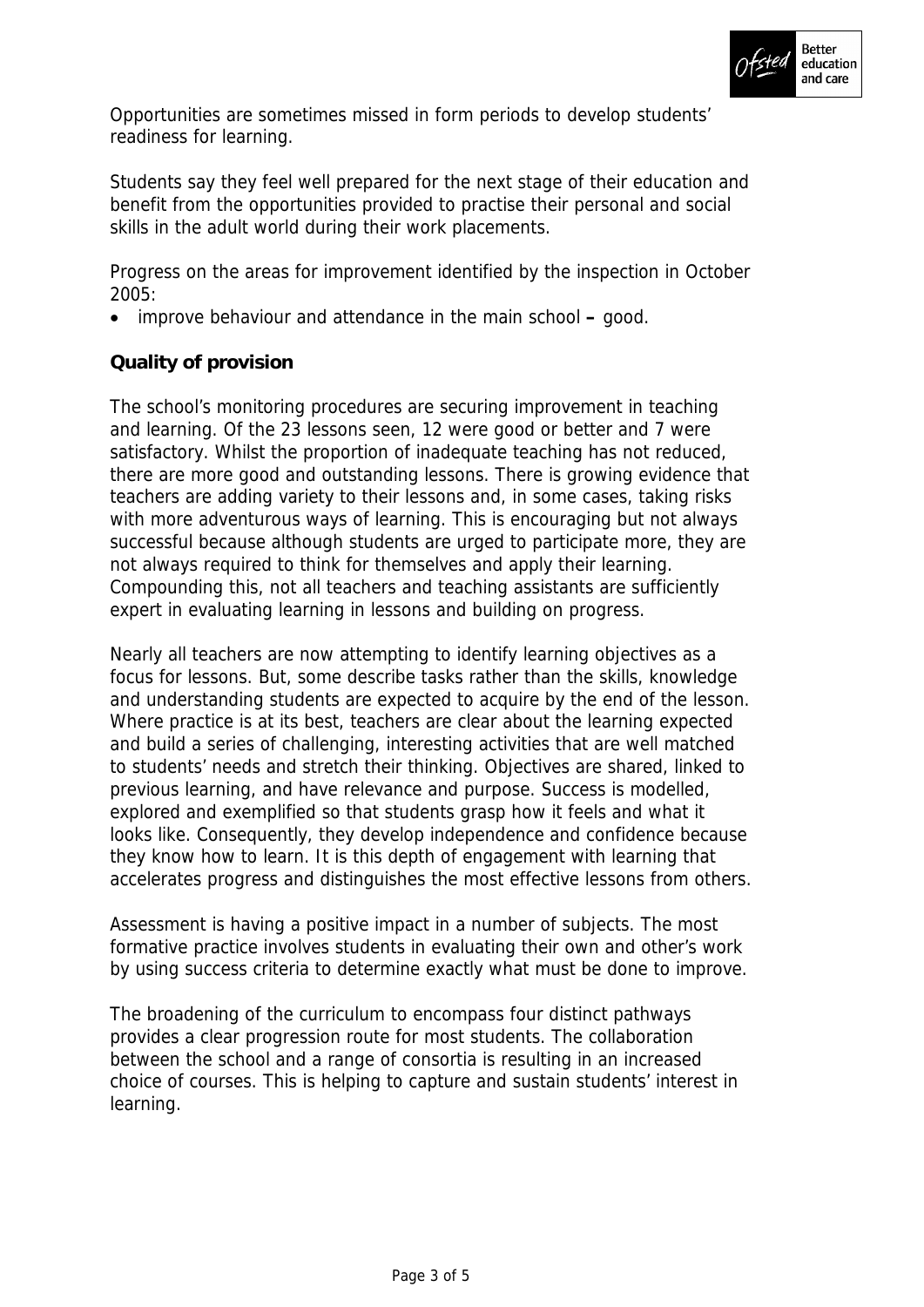Opportunities are sometimes missed in form periods to develop students' readiness for learning.

Students say they feel well prepared for the next stage of their education and benefit from the opportunities provided to practise their personal and social skills in the adult world during their work placements.

Progress on the areas for improvement identified by the inspection in October 2005:

- improve behaviour and attendance in the main school **–** good.

## Quality of provision

The school's monitoring procedures are securing improvement in teaching and learning. Of the 23 lessons seen, 12 were good or better and 7 were satisfactory. Whilst the proportion of inadequate teaching has not reduced, there are more good and outstanding lessons. There is growing evidence that teachers are adding variety to their lessons and, in some cases, taking risks with more adventurous ways of learning. This is encouraging but not always successful because although students are urged to participate more, they are not always required to think for themselves and apply their learning. Compounding this, not all teachers and teaching assistants are sufficiently expert in evaluating learning in lessons and building on progress.

Nearly all teachers are now attempting to identify learning objectives as a focus for lessons. But, some describe tasks rather than the skills, knowledge and understanding students are expected to acquire by the end of the lesson. Where practice is at its best, teachers are clear about the learning expected and build a series of challenging, interesting activities that are well matched to students' needs and stretch their thinking. Objectives are shared, linked to previous learning, and have relevance and purpose. Success is modelled, explored and exemplified so that students grasp how it feels and what it looks like. Consequently, they develop independence and confidence because they know how to learn. It is this depth of engagement with learning that accelerates progress and distinguishes the most effective lessons from others.

Assessment is having a positive impact in a number of subjects. The most formative practice involves students in evaluating their own and other's work by using success criteria to determine exactly what must be done to improve.

The broadening of the curriculum to encompass four distinct pathways provides a clear progression route for most students. The collaboration between the school and a range of consortia is resulting in an increased choice of courses. This is helping to capture and sustain students' interest in learning.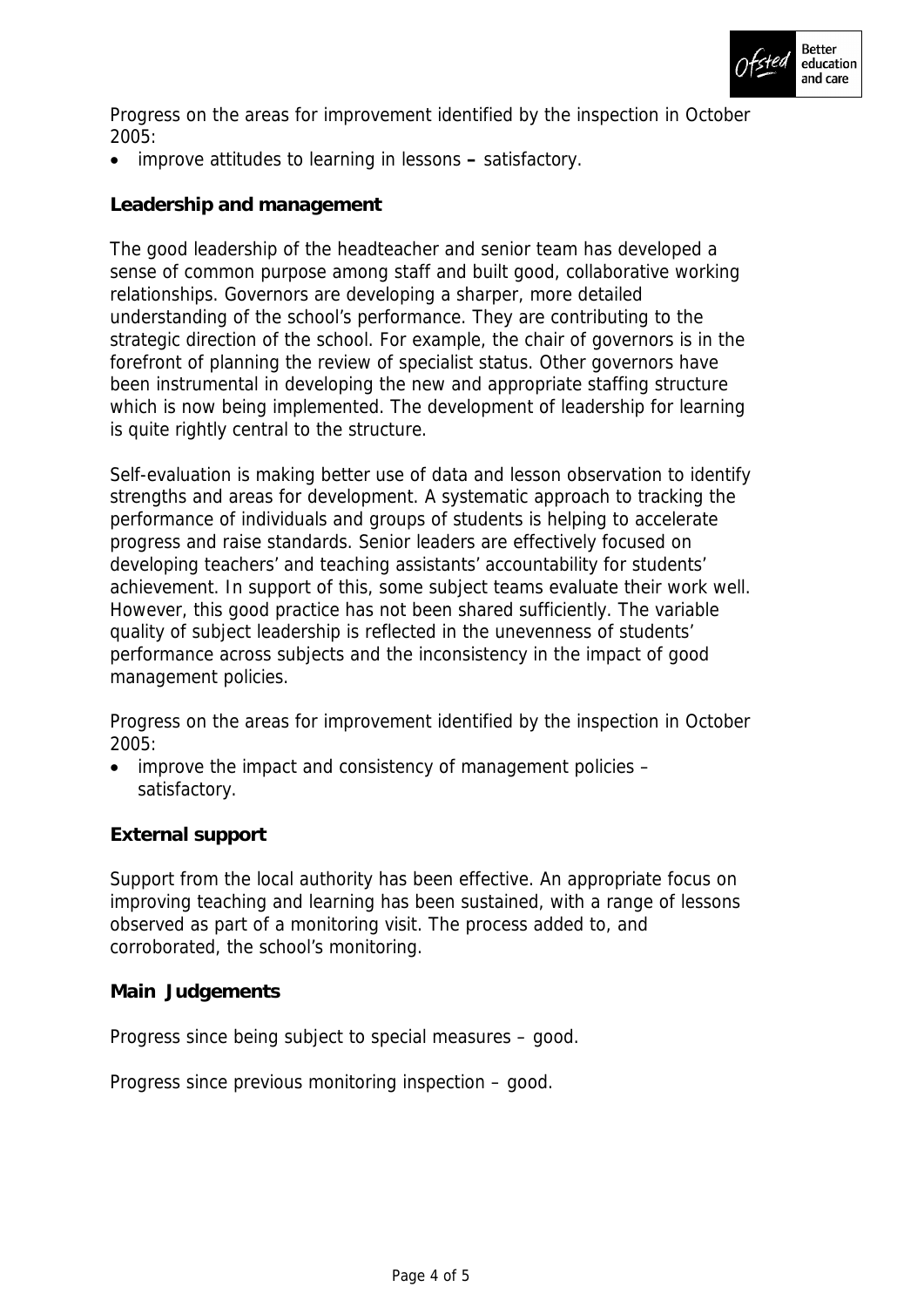Progress on the areas for improvement identified by the inspection in October 2005:

- improve attitudes to learning in lessons **–** satisfactory.

**Leadership and management**

The good leadership of the headteacher and senior team has developed a sense of common purpose among staff and built good, collaborative working relationships. Governors are developing a sharper, more detailed understanding of the school's performance. They are contributing to the strategic direction of the school. For example, the chair of governors is in the forefront of planning the review of specialist status. Other governors have been instrumental in developing the new and appropriate staffing structure which is now being implemented. The development of leadership for learning is quite rightly central to the structure.

Self-evaluation is making better use of data and lesson observation to identify strengths and areas for development. A systematic approach to tracking the performance of individuals and groups of students is helping to accelerate progress and raise standards. Senior leaders are effectively focused on developing teachers' and teaching assistants' accountability for students' achievement. In support of this, some subject teams evaluate their work well. However, this good practice has not been shared sufficiently. The variable quality of subject leadership is reflected in the unevenness of students' performance across subjects and the inconsistency in the impact of good management policies.

Progress on the areas for improvement identified by the inspection in October 2005:

- improve the impact and consistency of management policies – satisfactory.

**External support**

Support from the local authority has been effective. An appropriate focus on improving teaching and learning has been sustained, with a range of lessons observed as part of a monitoring visit. The process added to, and corroborated, the school's monitoring.

**Main Judgements**

Progress since being subject to special measures – good.

Progress since previous monitoring inspection – good.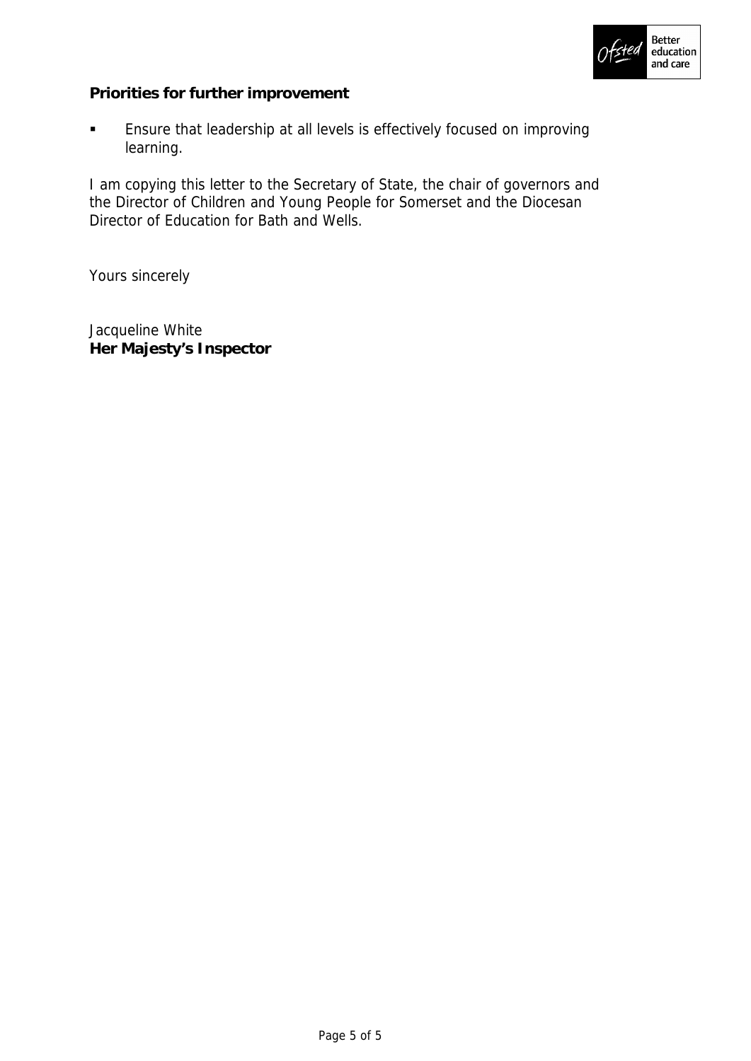**Priorities for further improvement**

- Ensure that leadership at all levels is effectively focused on improving learning.

I am copying this letter to the Secretary of State, the chair of governors and the Director of Children and Young People for Somerset and the Diocesan Director of Education for Bath and Wells.

Yours sincerely

Jacqueline White
**Her Majesty's Inspector**